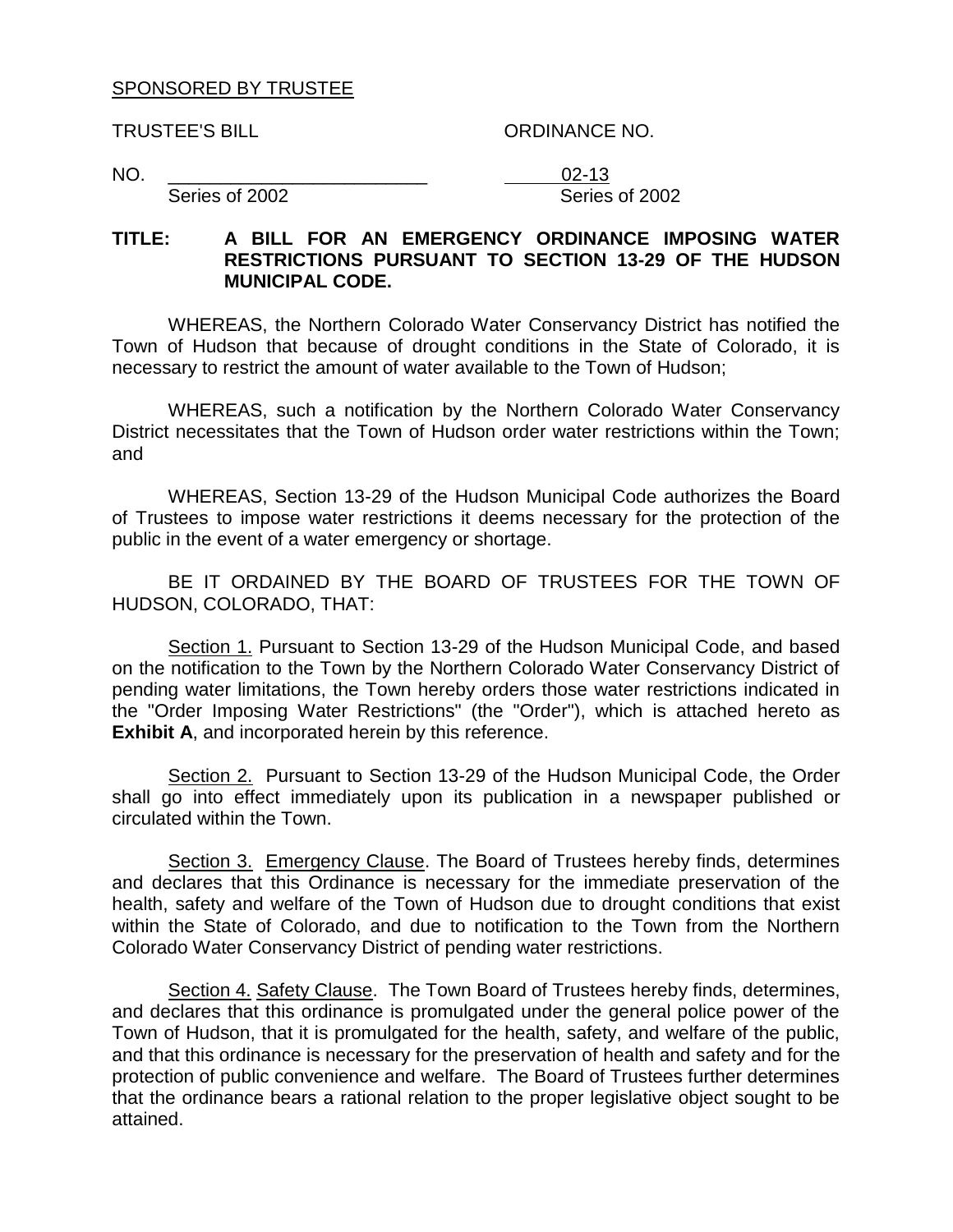SPONSORED BY TRUSTEE

TRUSTEE'S BILL ORDINANCE NO.

NO. \_\_\_\_\_\_\_\_\_\_\_\_\_\_\_\_\_\_\_\_\_\_\_\_\_ 02-13
Series of 2002 Series of 2002

**TITLE: A BILL FOR AN EMERGENCY ORDINANCE IMPOSING WATER RESTRICTIONS PURSUANT TO SECTION 13-29 OF THE HUDSON MUNICIPAL CODE.**

WHEREAS, the Northern Colorado Water Conservancy District has notified the Town of Hudson that because of drought conditions in the State of Colorado, it is necessary to restrict the amount of water available to the Town of Hudson;

WHEREAS, such a notification by the Northern Colorado Water Conservancy District necessitates that the Town of Hudson order water restrictions within the Town; and

WHEREAS, Section 13-29 of the Hudson Municipal Code authorizes the Board of Trustees to impose water restrictions it deems necessary for the protection of the public in the event of a water emergency or shortage.

BE IT ORDAINED BY THE BOARD OF TRUSTEES FOR THE TOWN OF HUDSON, COLORADO, THAT:

Section 1. Pursuant to Section 13-29 of the Hudson Municipal Code, and based on the notification to the Town by the Northern Colorado Water Conservancy District of pending water limitations, the Town hereby orders those water restrictions indicated in the "Order Imposing Water Restrictions" (the "Order"), which is attached hereto as **Exhibit A**, and incorporated herein by this reference.

Section 2. Pursuant to Section 13-29 of the Hudson Municipal Code, the Order shall go into effect immediately upon its publication in a newspaper published or circulated within the Town.

Section 3. Emergency Clause. The Board of Trustees hereby finds, determines and declares that this Ordinance is necessary for the immediate preservation of the health, safety and welfare of the Town of Hudson due to drought conditions that exist within the State of Colorado, and due to notification to the Town from the Northern Colorado Water Conservancy District of pending water restrictions.

Section 4. Safety Clause. The Town Board of Trustees hereby finds, determines, and declares that this ordinance is promulgated under the general police power of the Town of Hudson, that it is promulgated for the health, safety, and welfare of the public, and that this ordinance is necessary for the preservation of health and safety and for the protection of public convenience and welfare. The Board of Trustees further determines that the ordinance bears a rational relation to the proper legislative object sought to be attained.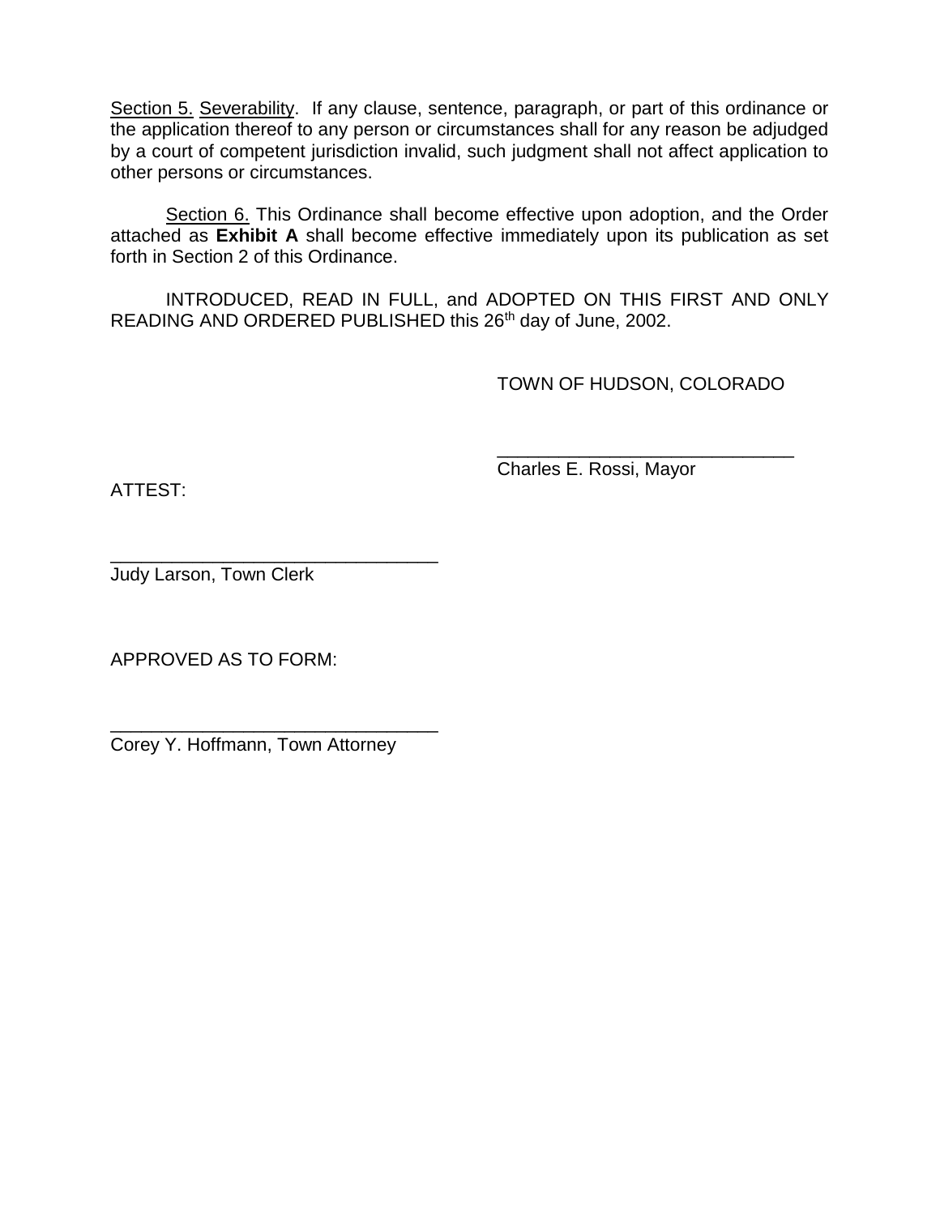Section 5. Severability. If any clause, sentence, paragraph, or part of this ordinance or the application thereof to any person or circumstances shall for any reason be adjudged by a court of competent jurisdiction invalid, such judgment shall not affect application to other persons or circumstances.

Section 6. This Ordinance shall become effective upon adoption, and the Order attached as **Exhibit A** shall become effective immediately upon its publication as set forth in Section 2 of this Ordinance.

INTRODUCED, READ IN FULL, and ADOPTED ON THIS FIRST AND ONLY READING AND ORDERED PUBLISHED this 26th day of June, 2002.

TOWN OF HUDSON, COLORADO

______________________________
Charles E. Rossi, Mayor

ATTEST:

______________________________
Judy Larson, Town Clerk

APPROVED AS TO FORM:

______________________________
Corey Y. Hoffmann, Town Attorney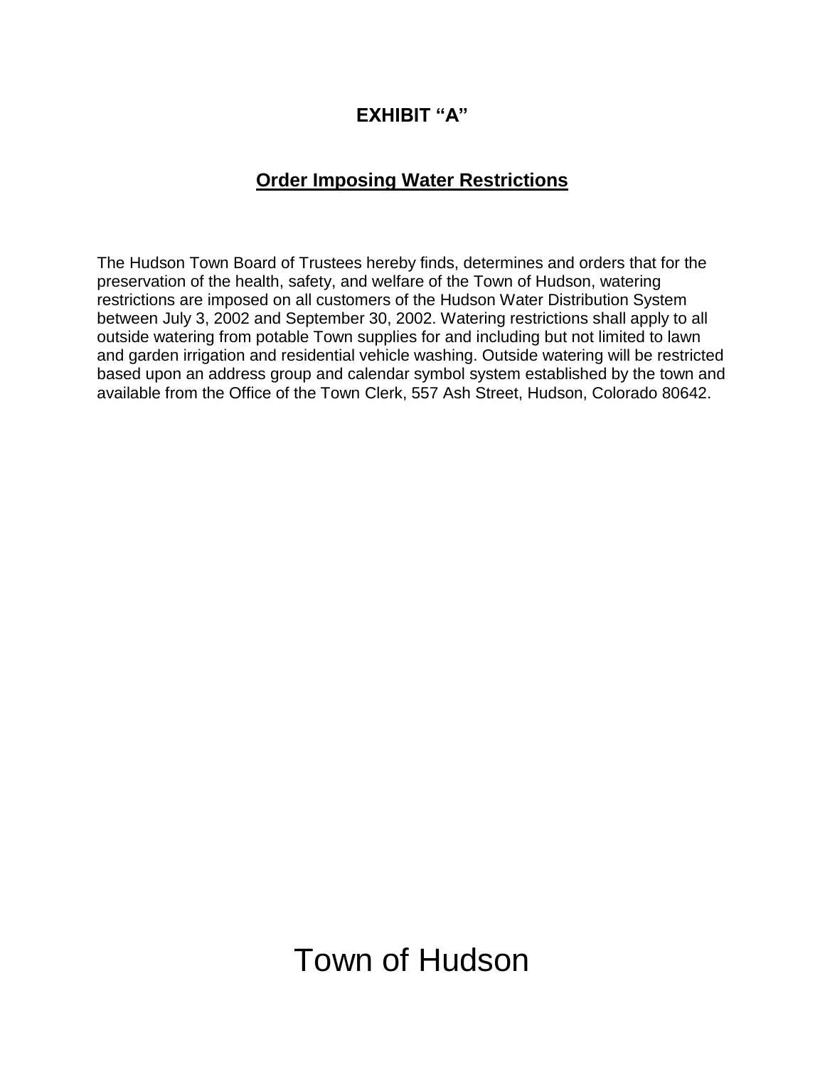## EXHIBIT "A"

### Order Imposing Water Restrictions

The Hudson Town Board of Trustees hereby finds, determines and orders that for the preservation of the health, safety, and welfare of the Town of Hudson, watering restrictions are imposed on all customers of the Hudson Water Distribution System between July 3, 2002 and September 30, 2002. Watering restrictions shall apply to all outside watering from potable Town supplies for and including but not limited to lawn and garden irrigation and residential vehicle washing. Outside watering will be restricted based upon an address group and calendar symbol system established by the town and available from the Office of the Town Clerk, 557 Ash Street, Hudson, Colorado 80642.

Town of Hudson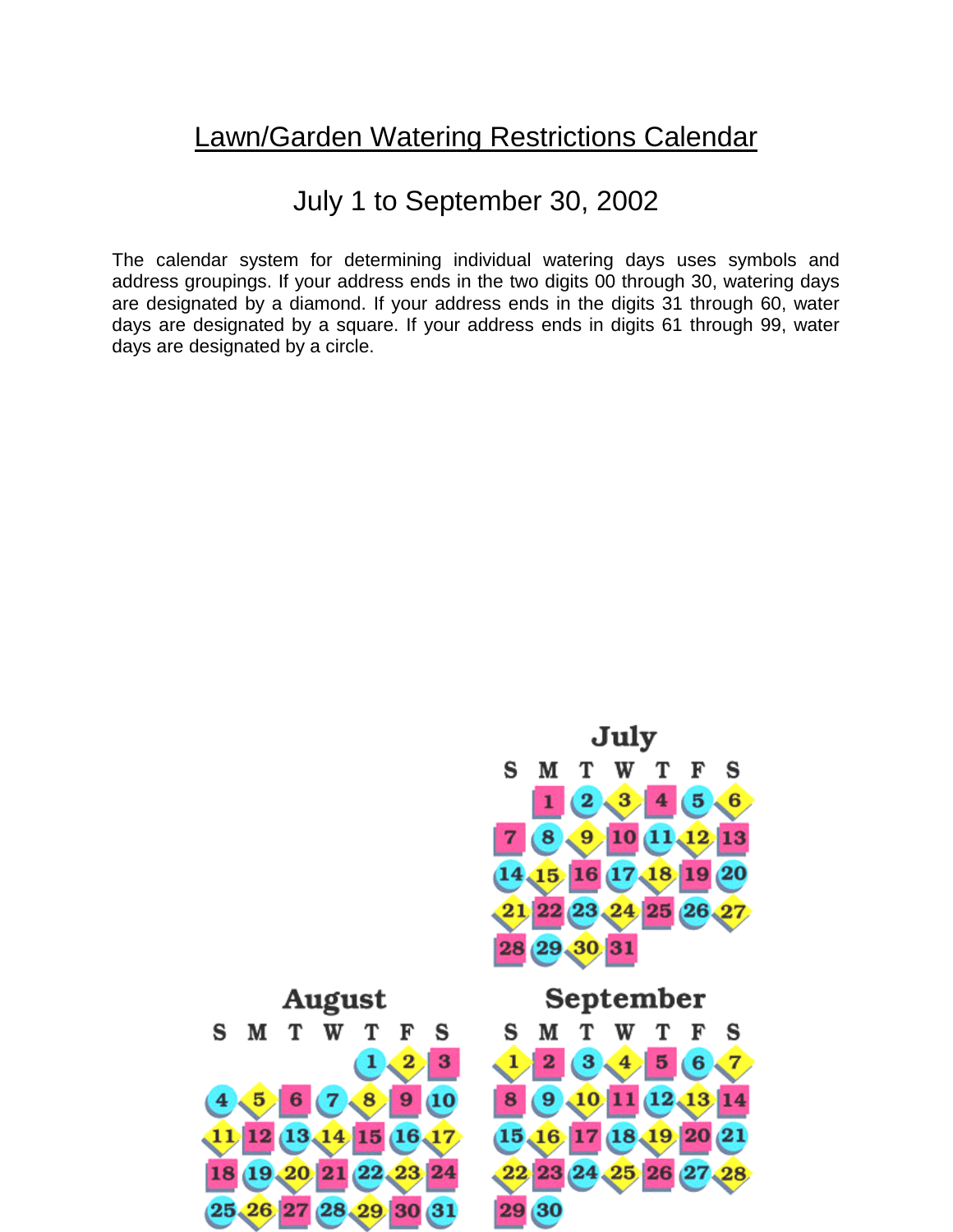# Lawn/Garden Watering Restrictions Calendar

## July 1 to September 30, 2002

The calendar system for determining individual watering days uses symbols and address groupings. If your address ends in the two digits 00 through 30, watering days are designated by a diamond. If your address ends in the digits 31 through 60, water days are designated by a square. If your address ends in digits 61 through 99, water days are designated by a circle.

**July**

| S | M | T | W | T | F | S |
|---|---|---|---|---|---|---|
| | 1 | 2 | 3 | 4 | 5 | 6 |
| 7 | 8 | 9 | 10 | 11 | 12 | 13 |
| 14 | 15 | 16 | 17 | 18 | 19 | 20 |
| 21 | 22 | 23 | 24 | 25 | 26 | 27 |
| 28 | 29 | 30 | 31 | | | |

**August**

| S | M | T | W | T | F | S |
|---|---|---|---|---|---|---|
| | | | | 1 | 2 | 3 |
| 4 | 5 | 6 | 7 | 8 | 9 | 10 |
| 11 | 12 | 13 | 14 | 15 | 16 | 17 |
| 18 | 19 | 20 | 21 | 22 | 23 | 24 |
| 25 | 26 | 27 | 28 | 29 | 30 | 31 |

**September**

| S | M | T | W | T | F | S |
|---|---|---|---|---|---|---|
| 1 | 2 | 3 | 4 | 5 | 6 | 7 |
| 8 | 9 | 10 | 11 | 12 | 13 | 14 |
| 15 | 16 | 17 | 18 | 19 | 20 | 21 |
| 22 | 23 | 24 | 25 | 26 | 27 | 28 |
| 29 | 30 | | | | | |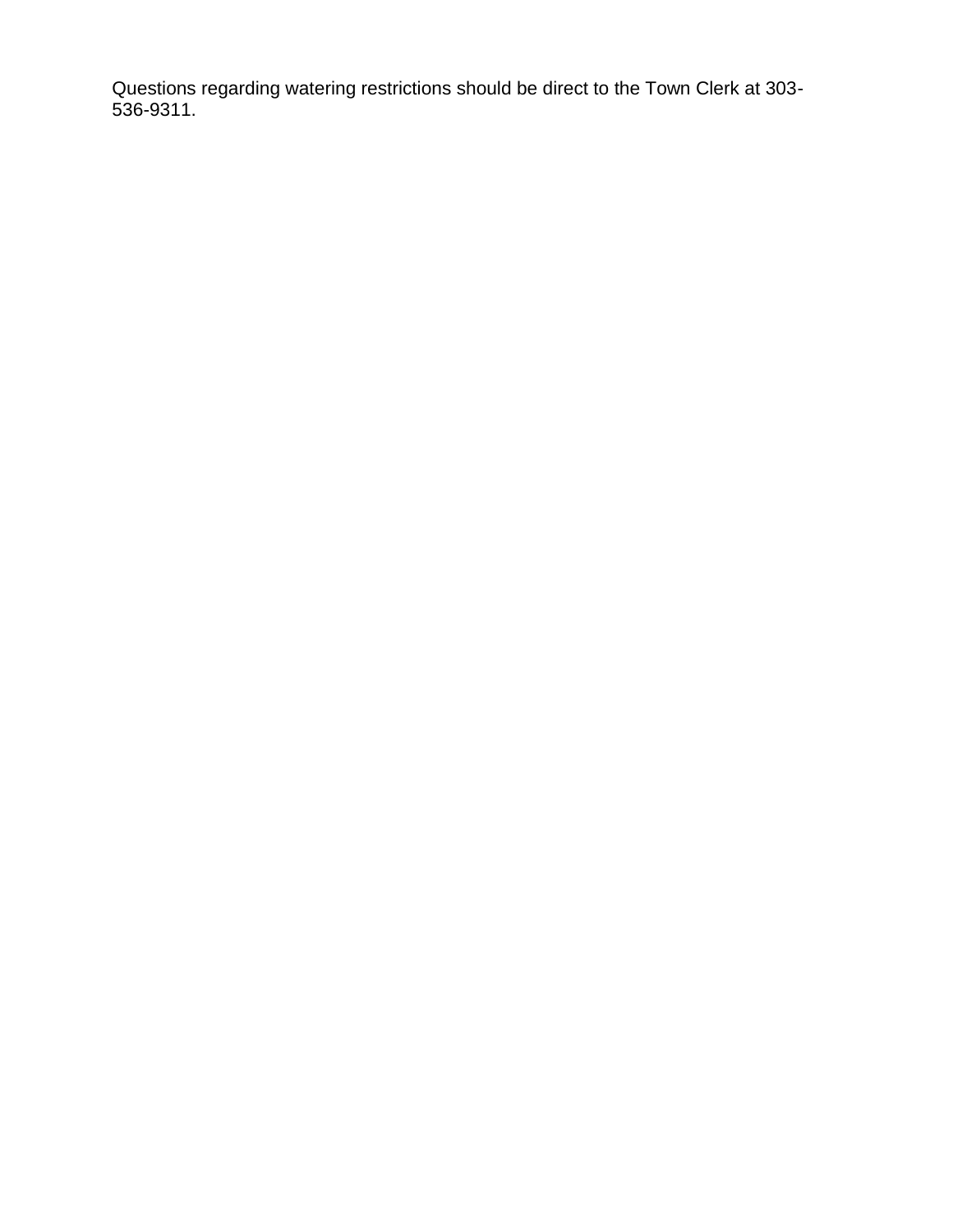Questions regarding watering restrictions should be direct to the Town Clerk at 303-536-9311.